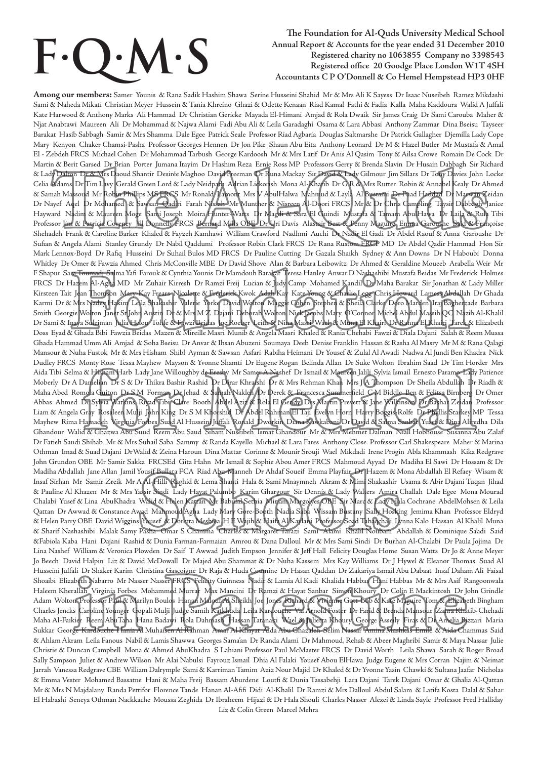# F·Q·M·S

**The Foundation for Al-Quds University Medical School**
**Annual Report & Accounts for the year ended 31 December 2010**
**Registered charity no 1063855 Company no 3398543**
**Registered office 20 Goodge Place London W1T 4SH**
**Accountants C P O'Donnell & Co Hemel Hempstead HP3 0HF**

The Al-Quds Foundation for Medical Schools in Palestine

**Among our members:** Samer Younis & Rana Sadik Hashim Shawa Serine Husseini Shahid Mr & Mrs Ali K Sayess Dr Isaac Nuseibeh Ramez Mikdashi Sami & Naheda Mikati Christian Meyer Hussein & Tania Khreino Ghazi & Odette Kenaan Riad Kamal Fathi & Fadia Kalla Maha Kaddoura Walid A Juffali Kate Harwood & Anthony Marks Ali Hammad Dr Christian Gericke Mayada El-Himani Amjad & Rola Dwaik Sir James Craig Dr Sami Carouba Maher & Njat Anabtawi Maureen Ali Dr Mohammad & Najwa Alami Fadi Abu Ali & Leila Garadaghi Osama & Lara Abbasi Anthony Zammar Dina Bseisu Tayseer Barakat Hasib Sabbagh Samir & Mrs Shamma Dale Egee Patrick Seale Professor Riad Agbaria Douglas Saltmarshe Dr Patrick Gallagher Djemilla Lady Cope Mary Kenyon Chaker Chamsi-Pasha Professor Georges Hennen Dr Jon Pike Shaun Abu Eita Anthony Leonard Dr M & Hazel Butler Mr Mustafa & Amal El - Zebdeh FRCS Michael Cohen Dr Mohammad Tarbush George Kardoosh Mr & Mrs Latif Dr Anis Al Qasim Tony & Ailsa Crowe Romain De Cock Dr Martin & Berit Garsed Dr Brian Porter Jumana Itayim Dr Hashim Reza Ernie Ross MP Professors Gerry & Brenda Slavin Dr Husain Dabbagh Sir Richard & Lady Dalton Dr & Mrs Daoud Shantir Desirée Maghoo David Freeman Dr Runa Mackay Sir David & Lady Gilmour Jim Sillars Dr Tony Davies John Locke Celia Adams Dr Tim Lavy Gerald Green Lord & Lady Neidpath Adrian Lickorish Mona Al-Khatib Dr G R & Mrs Rutter Robin & Annabel Kealy Dr Ahmed & Samah Massoud Mr Robin Phillips MS FRCS Mr Ronald Lamont Mrs V AbulHalwa Mahmud & Layla Al Bustani Dr Fuad Haddad Dr Marwan Zeidan Dr Nayef Aqel Dr Mohamed & Sawsan Qadri Farah Nissah Mr Munther & Nisreen Al-Doori FRCS Mr & Dr Chris Campling Taysir Dabbagh Janice Hayward Nadim & Maureen Moge Sami Joseph Moira Hunter-Watts Dr Magdi & Sara El Guindi Mustafa & Tamam AbulHawa Dr Laila & Rula Tibi Professor Jim & Patricia Coveney Jill Donnelly FRCS Bernard Mills OBE Dr Uri Davis Alastair Best & Penny Maguire Emma Garoushe Saïd & Françoise Shehadeh Frank & Caroline Barker Khaled & Fayzeh Kamhawi William Crawford Nadhmi Auchi Dr Nadir El Gadi Dr Abdel Raouf & Anna Garoushe Dr Sufian & Angela Alami Stanley Grundy Dr Nabil Qaddumi Professor Robin Clark FRCS Dr Rana Rustom FRCP MD Dr Abdel Qadir Hammad Hon Sir Mark Lennox-Boyd Dr Rafiq Husseini Dr Suhail Bulos MD FRCS Dr Pauline Cutting Dr Gazala Shaikh Sydney & Ann Downs Dr N Haboubi Donna Whitley Dr Omer & Fawzia Ahmed Chris McConville MBE Dr David Shove Alan & Barbara Leibowitz Dr Ahmed & Geraldine Moueeb Arabella Weir Mr F Shapur Sara Toumadj Salma Yafi Farouk & Cynthia Younis Dr Mamdouh Barakat Teresa Hanley Anwar D Nashashibi Mustafa Beidas Mr Frederick Holmes FRCS Dr Hazem Al-Agha MD Mr Zuhair Kirresh Dr Ramzi Freij Lucian & Judy Camp Mohamed Kandil Dr Maha Barakat Sir Jonathan & Lady Miller Kirsteen Tait Jean Thomson Mary-Kay Frears Nicolette & Frederick Kwok Adah Kay Kate Young & Charlie Legg Chris Howard Lamess Abdallah Dr Ghada Karmi Dr & Mrs Nadey Hakim Leila Shakashir Valerie Yorke David Wolton Maggie Cohen Stephen & Sheila Clarke Doro Marden Iraj Bagherzade Barbara Smith Georgie Wolton Janet St John Austin Dr & Mrs M Z Dajani Deborah Wolton Nick Jacobs Mary O'Connor Michel Abdul Massih QC Nazih Al-Khalil Dr Sami & Inaya Suleiman Julia Helou Tohfe & Fawzi Beidas Joe Roeber Leith & Nina Masri Wael & Muna El Khairi Dr Ranna El Khairi Tarek & Elizabeth Doss Eyad & Ghada Bibi Fawzia Beidas Mazen & Mireille Masri Munib & Angela Masri Khaled & Rania Chehabi Fawzi & Diala Dajani Salah & Reem Mussa Ghada Hammad Umm Ali Amjad & Soha Bseisu Dr Anvar & Ihsan Abuzeni Soumaya Deeb Denise Franklin Hassan & Rasha Al Masry Mr M & Rana Qalagi Mansour & Nuha Fustok Mr & Mrs Hisham Shibl Ayman & Sawsan Asfari Rabiha Heimani Dr Yousef & Zulal Al Awadi Nadwa Al Jundi Ben Khadra Nick Dudley FRCS Monty Rose Tessa Mayhew Mayson & Yvonne Shamti Dr Eugene Rogan Belinda Allan Dr Suke Wolton Ibrahim Saad Dr Tim Horder Mrs Aida Tibi Selma & Hisham Harb Lady Jane Willoughby de Eresby Mr Samer A Nashef Dr Ismail & Maureen Jalili Sylvia Ismail Ernesto Paramo Lady Patience Moberly Dr A Damelian Dr S & Dr Thikra Bashir Rashid Dr Dirar Khraishi Dr & Mrs Rehman Khan Mrs J A Thompson Dr Sheila Abdullah Dr Riadh & Maha Abed Romola Guiton Dr S M Forman Dr Jehad & Samah Nakleh Dr Derek & Francesca Summerfield C M Biddle Ben & Felitsa Birnberg Dr Omer Abbas Ahmed Dr Sylvia Watkins Riyad Tibi Clare Booth Abdel Aziz & Rola El Gendy Drs Martin Prevett & Jane Wilkinson Dr Bashar Zeidan Professor Liam & Angela Gray Rosaleen Mulji John King Dr S M Khorshid Dr Abdel Rahman El Taji Evelyn Horn Harry Boggis-Rolfe Dr Phyllis Starkey MP Tessa Mayhew Rima Hamadeh Virginia Forbes Suad Al Husseini Juffali Ronald Dworkin Diana Kawkabani Dr David & Salma Sanbar Yusef & Dina Alredha Dila Ghandour Walid & Ghazwa Abu Suud Reem Abu Saud Siham Nuseibeh Ismat Ghandour Mr & Mrs Mehmet Dalman Niall Hobhouse Susanna Abu Zalaf Dr Fatieh Saudi Shihab Mr & Mrs Suhail Saba Sammy & Randa Kayello Michael & Lara Fares Anthony Close Professor Carl Shakespeare Maher & Marina Othman Imad & Suad Dajani Dr Walid & Zeina Haroun Dina Mattar Corinne & Mounir Srouji Wael Mikdadi Irene Progin Abla Khammash Kika Redgrave John Grundon OBE Mr Samir Sakka FRCSEd Gita Hahn Mr Ismail & Sophie Abou Amer FRCS Mahmoud Ayyad Dr Madiha El Sawi Dr Hossam & Dr Madiha Abdallah Jane Allan Jamil Yousif Bullata FCA Riad Abu-Manneh Dr Ahdaf Soueif Emma Playfair Dr Hazem & Mona Abdallah El Refaey Wisam & Insaf Sirhan Mr Samir Zreik Mr A Al-Hilli Raghid & Lema Shanti Hala & Sami Mnaymneh Akram & Mimi Shakashir Usama & Abir Dajani Tuqan Jihad & Pauline Al Khazen Mr & Mrs Yassir Sindi Lady Hayat Palumbo Karim Ghargour Sir Dennis & Lady Walters Amira Challah Dale Egee Mona Mourad Chalabi Yusef & Lina AbuKhadra Walid & Helen Kattan Mr Babulal Sethia Miriam Margolyes OBE Sir Marc & Lady Hala Cochrane AbdelMohsen & Leila Qattan Dr Awwad & Constance Awad Mahmoud Agha Lady Mary Gore-Booth Nadia Saba Wissam Bustany Sally Hosking Jemima Khan Professor Eldryd & Helen Parry OBE David Wiggins Yousef & Doretta Meshtea H E Wajih & Haifa Al Kaylani Professor Soad Tabaqchali Lynna Kalo Hassan Al Khalil Muna & Sharif Nashashibi Malak Samy Pasha Omar S Chamma Charles & Margaret Tarazi Sami Alami Khalil Noubani Abdallah & Dominique Sa'adi Said &Fabiola Kaba Hani Dajani Rashid & Dunia Farman-Farmaian Amrou & Dana Dalloul Mr & Mrs Sami Sindi Dr Burhan Al-Chalabi Dr Paula Jojima Dr Lina Nashef William & Veronica Plowden Dr Saif T Awwad Judith Empson Jennifer & Jeff Hall Felicity Douglas Home Susan Watts Dr Jo & Anne Meyer Jo Beech David Halpin Liz & David McDowall Dr Majed Abu Shammat & Dr Nuha Kassem Mrs Kay Williams Dr J Hywel & Eleanor Thomas Suad Al Husseini Juffali Dr Shaker Karim Christina Gascoigne Dr Raja & Huda Coumine Dr Hasan Qaddan Dr Zakariya Ismail Abu Dabaat Insaf Daham Ali Faisal Shoaibi Elizabeth Nabarro Mr Nasser Nasser FRCS Felicity Guinness Nadir & Lamia Al Kadi Khalida Habbas Hani Habbas Mr & Mrs Asif Rangoonwala Haleem Kherallah Virginia Forbes Mohammed Murrar Max Mancini Dr Ramzi & Hayat Sanbar Simon Khoury Dr Colin E Mackintosh Dr John Grindle Adam Wolton Professor Paul & Marilyn Boulos Hanan Malouf Al Sheikh Joe Jones Richard & Vivienne Gott Bob & Kate Maguire Tom & Elizabeth Bingham Charles Jencks Caroline Younger Gopali Mulji Judge Samih Katkhuda Leila Kardouche Val Arnold Foster Dr Farid & Brenda Mansour Zahra Khatib-Chehadi Maha Al-Faikier Reem AbuTaha Hana Badawi Rola Dahmash Hassan Tatanaki Wael & Julietta Khoury George Asselly Firas & Dr Amelia Bizzari Maria Sukkar George Kardouche Hania Al Muhaisen Al Rahman Amar Al Khayat Aida Abu Ghazaleh Selim Nassar Amina Mashkas Emile & Aida Chammas Said & Ahlam Akram Leila Fanous Nabil & Lamis Shawwa Georges Sama'an Dr Randa Alami Dr Mahmoud, Rehab & Abeer Maghribi Samir & Maya Nassar Julie Christie & Duncan Campbell Mona & Ahmed AbuKhadra S Lahiani Professor Paul McMaster FRCS Dr David Worth Leila Shawa Sarah & Roger Broad Sally Sampson Juliet & Andrew Wilson Mr Alai Nabulsi Fayrouz Ismail Dhia Al Falaki Yousef Abou ElHawa Judge Eugene & Mrs Cotran Najim & Neimat Jarrah Vanessa Redgrave CBE William Dalrymple Sami & Karriman Tamim Aziz Nour Majid Dr Khaled & Dr Yvonne Yasin Chawki & Sultana Jaafar Nicholas & Emma Vester Mohamed Bassatne Hani & Maha Freij Bassam Aburdene Loutfi & Dunia Tassabehji Lara Dajani Tarek Dajani Omar & Ghalia Al-Qattan Mr & Mrs N Majdalany Randa Pettifor Florence Tande Hanan Al-Afifi Didi Al-Khalil Dr Ramzi & Mrs Dalloul Abdul Salam & Latifa Kosta Dalal & Sahar El Habashi Seneya Othman Nackkache Moussa Zeghida Dr Ibraheem Hijazi & Dr Hala Shouli Charles Nasser Alexei & Linda Sayle Professor Fred Halliday Liz & Colin Green Marcel Mehra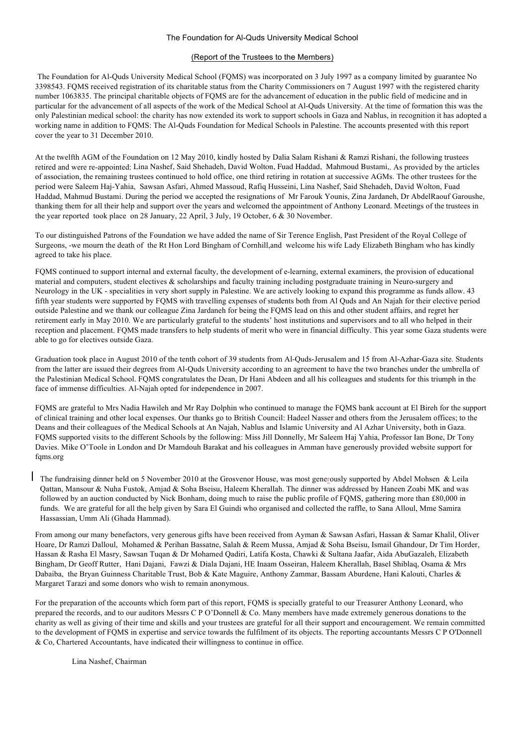The Foundation for Al-Quds University Medical School

(Report of the Trustees to the Members)

The Foundation for Al-Quds University Medical School (FQMS) was incorporated on 3 July 1997 as a company limited by guarantee No 3398543. FQMS received registration of its charitable status from the Charity Commissioners on 7 August 1997 with the registered charity number 1063835. The principal charitable objects of FQMS are for the advancement of education in the public field of medicine and in particular for the advancement of all aspects of the work of the Medical School at Al-Quds University. At the time of formation this was the only Palestinian medical school: the charity has now extended its work to support schools in Gaza and Nablus, in recognition it has adopted a working name in addition to FQMS: The Al-Quds Foundation for Medical Schools in Palestine. The accounts presented with this report cover the year to 31 December 2010.

At the twelfth AGM of the Foundation on 12 May 2010, kindly hosted by Dalia Salam Rishani & Ramzi Rishani, the following trustees retired and were re-appointed: Lina Nashef, Said Shehadeh, David Wolton, Fuad Haddad, Mahmoud Bustami,. As provided by the articles of association, the remaining trustees continued to hold office, one third retiring in rotation at successive AGMs. The other trustees for the period were Saleem Haj-Yahia, Sawsan Asfari, Ahmed Massoud, Rafiq Husseini, Lina Nashef, Said Shehadeh, David Wolton, Fuad Haddad, Mahmud Bustami. During the period we accepted the resignations of Mr Farouk Younis, Zina Jardaneh, Dr AbdelRaouf Garoushe, thanking them for all their help and support over the years and welcomed the appointment of Anthony Leonard. Meetings of the trustees in the year reported took place on 28 January, 22 April, 3 July, 19 October, 6 & 30 November.

To our distinguished Patrons of the Foundation we have added the name of Sir Terence English, Past President of the Royal College of Surgeons, -we mourn the death of the Rt Hon Lord Bingham of Cornhill,and welcome his wife Lady Elizabeth Bingham who has kindly agreed to take his place.

FQMS continued to support internal and external faculty, the development of e-learning, external examiners, the provision of educational material and computers, student electives & scholarships and faculty training including postgraduate training in Neuro-surgery and Neurology in the UK - specialities in very short supply in Palestine. We are actively looking to expand this programme as funds allow. 43 fifth year students were supported by FQMS with travelling expenses of students both from Al Quds and An Najah for their elective period outside Palestine and we thank our colleague Zina Jardaneh for being the FQMS lead on this and other student affairs, and regret her retirement early in May 2010. We are particularly grateful to the students' host institutions and supervisors and to all who helped in their reception and placement. FQMS made transfers to help students of merit who were in financial difficulty. This year some Gaza students were able to go for electives outside Gaza.

Graduation took place in August 2010 of the tenth cohort of 39 students from Al-Quds-Jerusalem and 15 from Al-Azhar-Gaza site. Students from the latter are issued their degrees from Al-Quds University according to an agreement to have the two branches under the umbrella of the Palestinian Medical School. FQMS congratulates the Dean, Dr Hani Abdeen and all his colleagues and students for this triumph in the face of immense difficulties. Al-Najah opted for independence in 2007.

FQMS are grateful to Mrs Nadia Hawileh and Mr Ray Dolphin who continued to manage the FQMS bank account at El Bireh for the support of clinical training and other local expenses. Our thanks go to British Council: Hadeel Nasser and others from the Jerusalem offices; to the Deans and their colleagues of the Medical Schools at An Najah, Nablus and Islamic University and Al Azhar University, both in Gaza. FQMS supported visits to the different Schools by the following: Miss Jill Donnelly, Mr Saleem Haj Yahia, Professor Ian Bone, Dr Tony Davies. Mike O'Toole in London and Dr Mamdouh Barakat and his colleagues in Amman have generously provided website support for fqms.org

The fundraising dinner held on 5 November 2010 at the Grosvenor House, was most generously supported by Abdel Mohsen & Leila Qattan, Mansour & Nuha Fustok, Amjad & Soha Bseisu, Haleem Kherallah. The dinner was addressed by Haneen Zoabi MK and was followed by an auction conducted by Nick Bonham, doing much to raise the public profile of FQMS, gathering more than £80,000 in funds. We are grateful for all the help given by Sara El Guindi who organised and collected the raffle, to Sana Alloul, Mme Samira Hassassian, Umm Ali (Ghada Hammad).

From among our many benefactors, very generous gifts have been received from Ayman & Sawsan Asfari, Hassan & Samar Khalil, Oliver Hoare, Dr Ramzi Dalloul, Mohamed & Perihan Bassatne, Salah & Reem Mussa, Amjad & Soha Bseisu, Ismail Ghandour, Dr Tim Horder, Hassan & Rasha El Masry, Sawsan Tuqan & Dr Mohamed Qadiri, Latifa Kosta, Chawki & Sultana Jaafar, Aida AbuGazaleh, Elizabeth Bingham, Dr Geoff Rutter, Hani Dajani, Fawzi & Diala Dajani, HE Inaam Osseiran, Haleem Kherallah, Basel Shiblaq, Osama & Mrs Dabaiba, the Bryan Guinness Charitable Trust, Bob & Kate Maguire, Anthony Zammar, Bassam Aburdene, Hani Kalouti, Charles & Margaret Tarazi and some donors who wish to remain anonymous.

For the preparation of the accounts which form part of this report, FQMS is specially grateful to our Treasurer Anthony Leonard, who prepared the records, and to our auditors Messrs C P O'Donnell & Co. Many members have made extremely generous donations to the charity as well as giving of their time and skills and your trustees are grateful for all their support and encouragement. We remain committed to the development of FQMS in expertise and service towards the fulfilment of its objects. The reporting accountants Messrs C P O'Donnell & Co, Chartered Accountants, have indicated their willingness to continue in office.

Lina Nashef, Chairman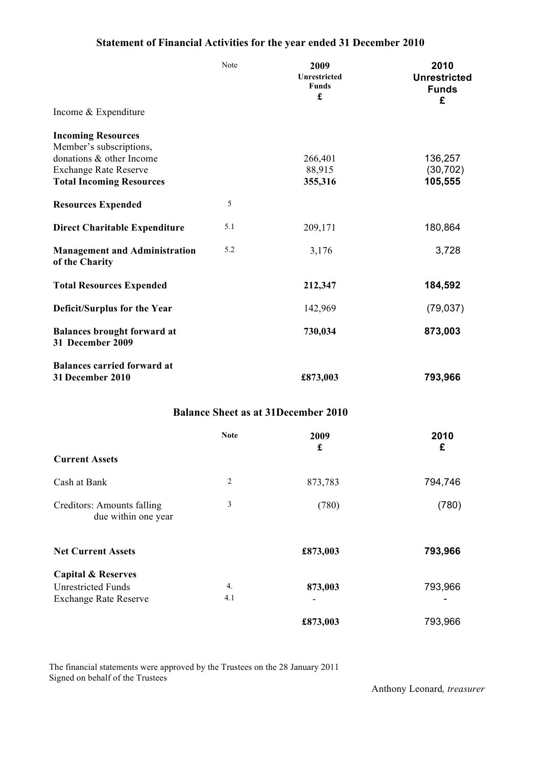## Statement of Financial Activities for the year ended 31 December 2010

| | Note | 2009 Unrestricted Funds £ | 2010 Unrestricted Funds £ |
|---|---|---|---|
| Income & Expenditure | | | |
| **Incoming Resources** | | | |
| Member's subscriptions, donations & other Income | | 266,401 | 136,257 |
| Exchange Rate Reserve | | 88,915 | (30,702) |
| **Total Incoming Resources** | | **355,316** | **105,555** |
| **Resources Expended** | 5 | | |
| **Direct Charitable Expenditure** | 5.1 | 209,171 | 180,864 |
| **Management and Administration of the Charity** | 5.2 | 3,176 | 3,728 |
| **Total Resources Expended** | | **212,347** | **184,592** |
| **Deficit/Surplus for the Year** | | 142,969 | (79,037) |
| **Balances brought forward at 31 December 2009** | | **730,034** | **873,003** |
| **Balances carried forward at 31 December 2010** | | **£873,003** | **793,966** |

## Balance Sheet as at 31December 2010

| | Note | 2009 £ | 2010 £ |
|---|---|---|---|
| **Current Assets** | | | |
| Cash at Bank | 2 | 873,783 | 794,746 |
| Creditors: Amounts falling due within one year | 3 | (780) | (780) |
| **Net Current Assets** | | **£873,003** | **793,966** |
| **Capital & Reserves** | | | |
| Unrestricted Funds | 4. | **873,003** | 793,966 |
| Exchange Rate Reserve | 4.1 | - | - |
| | | **£873,003** | 793,966 |

The financial statements were approved by the Trustees on the 28 January 2011
Signed on behalf of the Trustees

Anthony Leonard, *treasurer*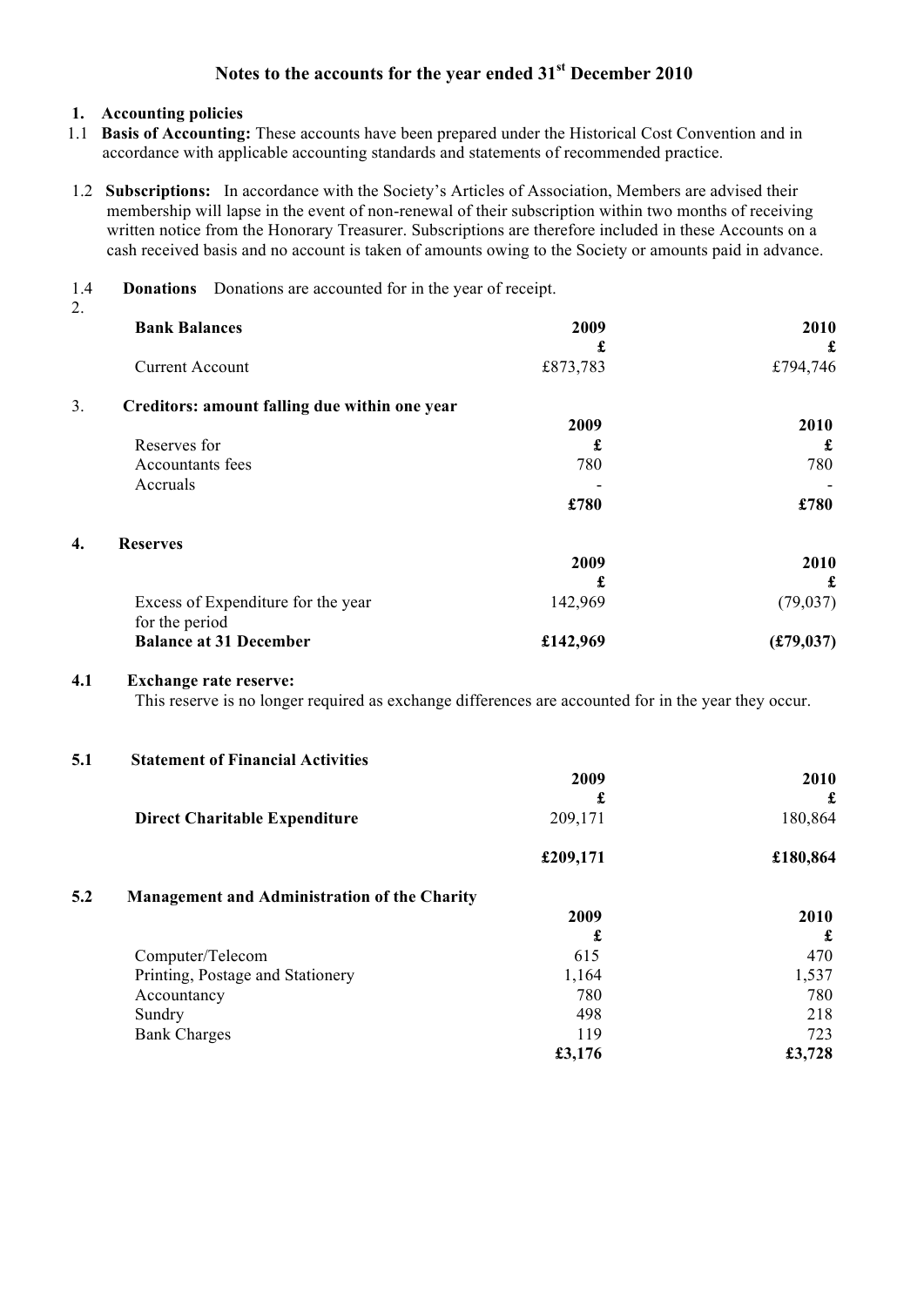# Notes to the accounts for the year ended 31st December 2010

**1. Accounting policies**

1.1 **Basis of Accounting:** These accounts have been prepared under the Historical Cost Convention and in accordance with applicable accounting standards and statements of recommended practice.

1.2 **Subscriptions:** In accordance with the Society's Articles of Association, Members are advised their membership will lapse in the event of non-renewal of their subscription within two months of receiving written notice from the Honorary Treasurer. Subscriptions are therefore included in these Accounts on a cash received basis and no account is taken of amounts owing to the Society or amounts paid in advance.

1.4 **Donations** Donations are accounted for in the year of receipt.

2.

| **Bank Balances** | **2009** | **2010** |
|---|---|---|
| | **£** | **£** |
| Current Account | £873,783 | £794,746 |

3. **Creditors: amount falling due within one year**

| | **2009** | **2010** |
|---|---|---|
| Reserves for | **£** | **£** |
| Accountants fees | 780 | 780 |
| Accruals | - | - |
| | **£780** | **£780** |

**4. Reserves**

| | **2009** | **2010** |
|---|---|---|
| | **£** | **£** |
| Excess of Expenditure for the year for the period | 142,969 | (79,037) |
| **Balance at 31 December** | **£142,969** | **(£79,037)** |

**4.1 Exchange rate reserve:**

This reserve is no longer required as exchange differences are accounted for in the year they occur.

**5.1 Statement of Financial Activities**

| | **2009** | **2010** |
|---|---|---|
| | **£** | **£** |
| **Direct Charitable Expenditure** | 209,171 | 180,864 |
| | **£209,171** | **£180,864** |

**5.2 Management and Administration of the Charity**

| | **2009** | **2010** |
|---|---|---|
| | **£** | **£** |
| Computer/Telecom | 615 | 470 |
| Printing, Postage and Stationery | 1,164 | 1,537 |
| Accountancy | 780 | 780 |
| Sundry | 498 | 218 |
| Bank Charges | 119 | 723 |
| | **£3,176** | **£3,728** |